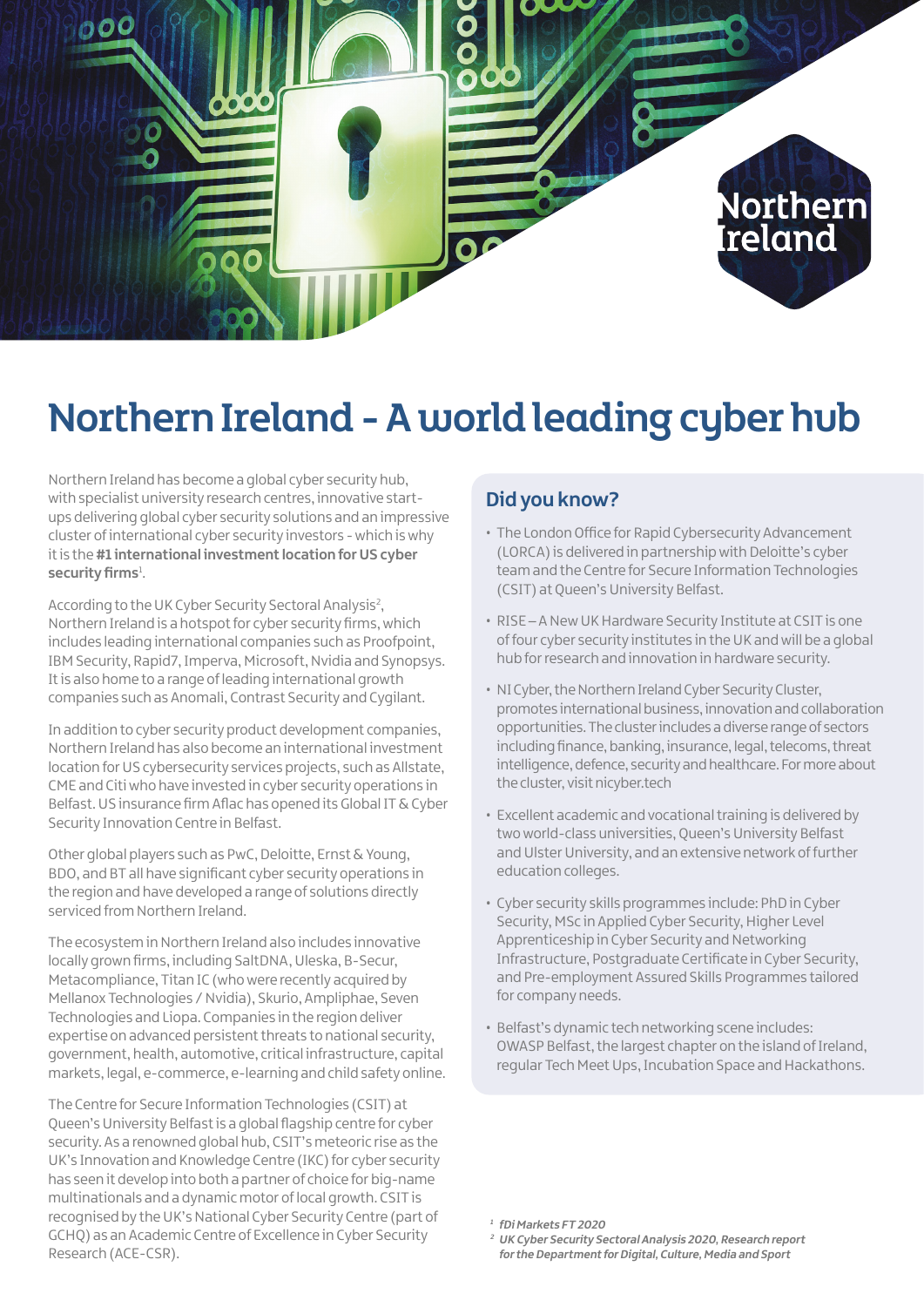# Northern Ireland - A world leading cyber hub

Northern Ireland has become a global cyber security hub, with specialist university research centres, innovative start-ups delivering global cyber security solutions and an impressive cluster of international cyber security investors - which is why it is the **#1 international investment location for US cyber security firms**[1].

According to the UK Cyber Security Sectoral Analysis[2], Northern Ireland is a hotspot for cyber security firms, which includes leading international companies such as Proofpoint, IBM Security, Rapid7, Imperva, Microsoft, Nvidia and Synopsys. It is also home to a range of leading international growth companies such as Anomali, Contrast Security and Cygilant.

In addition to cyber security product development companies, Northern Ireland has also become an international investment location for US cybersecurity services projects, such as Allstate, CME and Citi who have invested in cyber security operations in Belfast. US insurance firm Aflac has opened its Global IT & Cyber Security Innovation Centre in Belfast.

Other global players such as PwC, Deloitte, Ernst & Young, BDO, and BT all have significant cyber security operations in the region and have developed a range of solutions directly serviced from Northern Ireland.

The ecosystem in Northern Ireland also includes innovative locally grown firms, including SaltDNA, Uleska, B-Secur, Metacompliance, Titan IC (who were recently acquired by Mellanox Technologies / Nvidia), Skurio, Ampliphae, Seven Technologies and Liopa. Companies in the region deliver expertise on advanced persistent threats to national security, government, health, automotive, critical infrastructure, capital markets, legal, e-commerce, e-learning and child safety online.

The Centre for Secure Information Technologies (CSIT) at Queen's University Belfast is a global flagship centre for cyber security. As a renowned global hub, CSIT's meteoric rise as the UK's Innovation and Knowledge Centre (IKC) for cyber security has seen it develop into both a partner of choice for big-name multinationals and a dynamic motor of local growth. CSIT is recognised by the UK's National Cyber Security Centre (part of GCHQ) as an Academic Centre of Excellence in Cyber Security Research (ACE-CSR).

## Did you know?

- The London Office for Rapid Cybersecurity Advancement (LORCA) is delivered in partnership with Deloitte's cyber team and the Centre for Secure Information Technologies (CSIT) at Queen's University Belfast.
- RISE – A New UK Hardware Security Institute at CSIT is one of four cyber security institutes in the UK and will be a global hub for research and innovation in hardware security.
- NI Cyber, the Northern Ireland Cyber Security Cluster, promotes international business, innovation and collaboration opportunities. The cluster includes a diverse range of sectors including finance, banking, insurance, legal, telecoms, threat intelligence, defence, security and healthcare. For more about the cluster, visit nicyber.tech
- Excellent academic and vocational training is delivered by two world-class universities, Queen's University Belfast and Ulster University, and an extensive network of further education colleges.
- Cyber security skills programmes include: PhD in Cyber Security, MSc in Applied Cyber Security, Higher Level Apprenticeship in Cyber Security and Networking Infrastructure, Postgraduate Certificate in Cyber Security, and Pre-employment Assured Skills Programmes tailored for company needs.
- Belfast's dynamic tech networking scene includes: OWASP Belfast, the largest chapter on the island of Ireland, regular Tech Meet Ups, Incubation Space and Hackathons.

[1] *fDi Markets FT 2020*

[2] *UK Cyber Security Sectoral Analysis 2020, Research report for the Department for Digital, Culture, Media and Sport*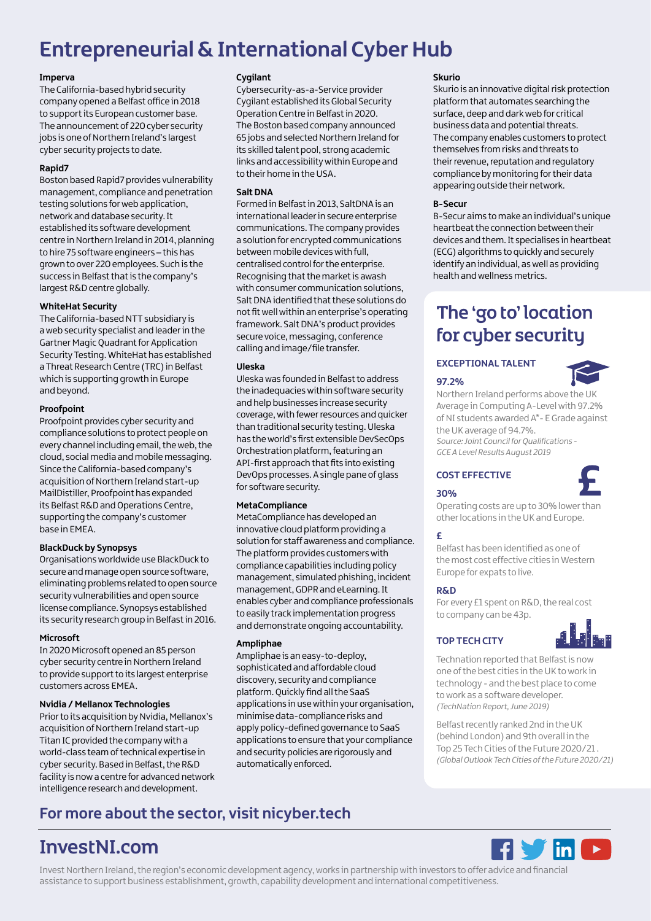# Entrepreneurial & International Cyber Hub

**Imperva**
The California-based hybrid security company opened a Belfast office in 2018 to support its European customer base. The announcement of 220 cyber security jobs is one of Northern Ireland's largest cyber security projects to date.

**Rapid7**
Boston based Rapid7 provides vulnerability management, compliance and penetration testing solutions for web application, network and database security. It established its software development centre in Northern Ireland in 2014, planning to hire 75 software engineers – this has grown to over 220 employees. Such is the success in Belfast that is the company's largest R&D centre globally.

**WhiteHat Security**
The California-based NTT subsidiary is a web security specialist and leader in the Gartner Magic Quadrant for Application Security Testing. WhiteHat has established a Threat Research Centre (TRC) in Belfast which is supporting growth in Europe and beyond.

**Proofpoint**
Proofpoint provides cyber security and compliance solutions to protect people on every channel including email, the web, the cloud, social media and mobile messaging. Since the California-based company's acquisition of Northern Ireland start-up MailDistiller, Proofpoint has expanded its Belfast R&D and Operations Centre, supporting the company's customer base in EMEA.

**BlackDuck by Synopsys**
Organisations worldwide use BlackDuck to secure and manage open source software, eliminating problems related to open source security vulnerabilities and open source license compliance. Synopsys established its security research group in Belfast in 2016.

**Microsoft**
In 2020 Microsoft opened an 85 person cyber security centre in Northern Ireland to provide support to its largest enterprise customers across EMEA.

**Nvidia / Mellanox Technologies**
Prior to its acquisition by Nvidia, Mellanox's acquisition of Northern Ireland start-up Titan IC provided the company with a world-class team of technical expertise in cyber security. Based in Belfast, the R&D facility is now a centre for advanced network intelligence research and development.

**Cygilant**
Cybersecurity-as-a-Service provider Cygilant established its Global Security Operation Centre in Belfast in 2020. The Boston based company announced 65 jobs and selected Northern Ireland for its skilled talent pool, strong academic links and accessibility within Europe and to their home in the USA.

**Salt DNA**
Formed in Belfast in 2013, SaltDNA is an international leader in secure enterprise communications. The company provides a solution for encrypted communications between mobile devices with full, centralised control for the enterprise. Recognising that the market is awash with consumer communication solutions, Salt DNA identified that these solutions do not fit well within an enterprise's operating framework. Salt DNA's product provides secure voice, messaging, conference calling and image/file transfer.

**Uleska**
Uleska was founded in Belfast to address the inadequacies within software security and help businesses increase security coverage, with fewer resources and quicker than traditional security testing. Uleska has the world's first extensible DevSecOps Orchestration platform, featuring an API-first approach that fits into existing DevOps processes. A single pane of glass for software security.

**MetaCompliance**
MetaCompliance has developed an innovative cloud platform providing a solution for staff awareness and compliance. The platform provides customers with compliance capabilities including policy management, simulated phishing, incident management, GDPR and eLearning. It enables cyber and compliance professionals to easily track implementation progress and demonstrate ongoing accountability.

**Ampliphae**
Ampliphae is an easy-to-deploy, sophisticated and affordable cloud discovery, security and compliance platform. Quickly find all the SaaS applications in use within your organisation, minimise data-compliance risks and apply policy-defined governance to SaaS applications to ensure that your compliance and security policies are rigorously and automatically enforced.

**Skurio**
Skurio is an innovative digital risk protection platform that automates searching the surface, deep and dark web for critical business data and potential threats. The company enables customers to protect themselves from risks and threats to their revenue, reputation and regulatory compliance by monitoring for their data appearing outside their network.

**B-Secur**
B-Secur aims to make an individual's unique heartbeat the connection between their devices and them. It specialises in heartbeat (ECG) algorithms to quickly and securely identify an individual, as well as providing health and wellness metrics.

## The 'go to' location for cyber security

### EXCEPTIONAL TALENT

**97.2%**
Northern Ireland performs above the UK Average in Computing A-Level with 97.2% of NI students awarded A*- E Grade against the UK average of 94.7%.
*Source: Joint Council for Qualifications - GCE A Level Results August 2019*

### COST EFFECTIVE

**30%**
Operating costs are up to 30% lower than other locations in the UK and Europe.

**£**
Belfast has been identified as one of the most cost effective cities in Western Europe for expats to live.

**R&D**
For every £1 spent on R&D, the real cost to company can be 43p.

### TOP TECH CITY

Technation reported that Belfast is now one of the best cities in the UK to work in technology - and the best place to come to work as a software developer.
*(TechNation Report, June 2019)*

Belfast recently ranked 2nd in the UK (behind London) and 9th overall in the Top 25 Tech Cities of the Future 2020/21.
*(Global Outlook Tech Cities of the Future 2020/21)*

## For more about the sector, visit nicyber.tech

## InvestNI.com

Invest Northern Ireland, the region's economic development agency, works in partnership with investors to offer advice and financial assistance to support business establishment, growth, capability development and international competitiveness.